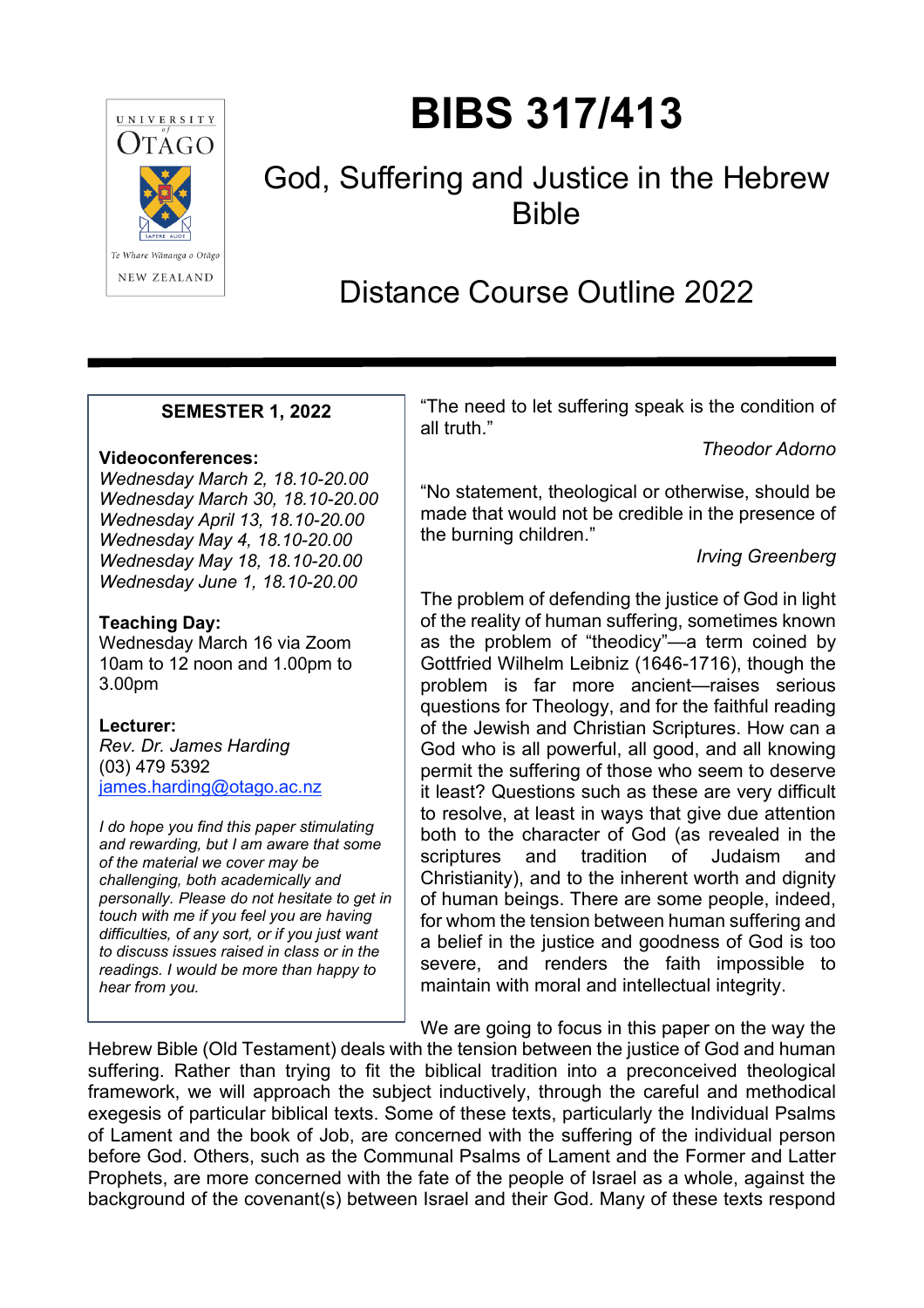# BIBS 317/413

## God, Suffering and Justice in the Hebrew Bible

## Distance Course Outline 2022

**SEMESTER 1, 2022**

**Videoconferences:**
*Wednesday March 2, 18.10-20.00*
*Wednesday March 30, 18.10-20.00*
*Wednesday April 13, 18.10-20.00*
*Wednesday May 4, 18.10-20.00*
*Wednesday May 18, 18.10-20.00*
*Wednesday June 1, 18.10-20.00*

**Teaching Day:**
Wednesday March 16 via Zoom
10am to 12 noon and 1.00pm to 3.00pm

**Lecturer:**
*Rev. Dr. James Harding*
(03) 479 5392
james.harding@otago.ac.nz

*I do hope you find this paper stimulating and rewarding, but I am aware that some of the material we cover may be challenging, both academically and personally. Please do not hesitate to get in touch with me if you feel you are having difficulties, of any sort, or if you just want to discuss issues raised in class or in the readings. I would be more than happy to hear from you.*

"The need to let suffering speak is the condition of all truth."

*Theodor Adorno*

"No statement, theological or otherwise, should be made that would not be credible in the presence of the burning children."

*Irving Greenberg*

The problem of defending the justice of God in light of the reality of human suffering, sometimes known as the problem of "theodicy"—a term coined by Gottfried Wilhelm Leibniz (1646-1716), though the problem is far more ancient—raises serious questions for Theology, and for the faithful reading of the Jewish and Christian Scriptures. How can a God who is all powerful, all good, and all knowing permit the suffering of those who seem to deserve it least? Questions such as these are very difficult to resolve, at least in ways that give due attention both to the character of God (as revealed in the scriptures and tradition of Judaism and Christianity), and to the inherent worth and dignity of human beings. There are some people, indeed, for whom the tension between human suffering and a belief in the justice and goodness of God is too severe, and renders the faith impossible to maintain with moral and intellectual integrity.

We are going to focus in this paper on the way the Hebrew Bible (Old Testament) deals with the tension between the justice of God and human suffering. Rather than trying to fit the biblical tradition into a preconceived theological framework, we will approach the subject inductively, through the careful and methodical exegesis of particular biblical texts. Some of these texts, particularly the Individual Psalms of Lament and the book of Job, are concerned with the suffering of the individual person before God. Others, such as the Communal Psalms of Lament and the Former and Latter Prophets, are more concerned with the fate of the people of Israel as a whole, against the background of the covenant(s) between Israel and their God. Many of these texts respond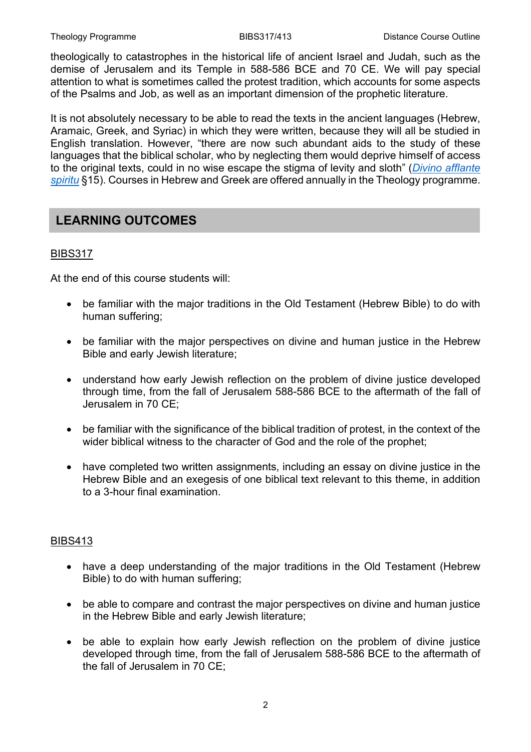theologically to catastrophes in the historical life of ancient Israel and Judah, such as the demise of Jerusalem and its Temple in 588-586 BCE and 70 CE. We will pay special attention to what is sometimes called the protest tradition, which accounts for some aspects of the Psalms and Job, as well as an important dimension of the prophetic literature.

It is not absolutely necessary to be able to read the texts in the ancient languages (Hebrew, Aramaic, Greek, and Syriac) in which they were written, because they will all be studied in English translation. However, "there are now such abundant aids to the study of these languages that the biblical scholar, who by neglecting them would deprive himself of access to the original texts, could in no wise escape the stigma of levity and sloth" (*Divino afflante spiritu* §15). Courses in Hebrew and Greek are offered annually in the Theology programme.

## LEARNING OUTCOMES

BIBS317

At the end of this course students will:

- be familiar with the major traditions in the Old Testament (Hebrew Bible) to do with human suffering;
- be familiar with the major perspectives on divine and human justice in the Hebrew Bible and early Jewish literature;
- understand how early Jewish reflection on the problem of divine justice developed through time, from the fall of Jerusalem 588-586 BCE to the aftermath of the fall of Jerusalem in 70 CE;
- be familiar with the significance of the biblical tradition of protest, in the context of the wider biblical witness to the character of God and the role of the prophet;
- have completed two written assignments, including an essay on divine justice in the Hebrew Bible and an exegesis of one biblical text relevant to this theme, in addition to a 3-hour final examination.

BIBS413

- have a deep understanding of the major traditions in the Old Testament (Hebrew Bible) to do with human suffering;
- be able to compare and contrast the major perspectives on divine and human justice in the Hebrew Bible and early Jewish literature;
- be able to explain how early Jewish reflection on the problem of divine justice developed through time, from the fall of Jerusalem 588-586 BCE to the aftermath of the fall of Jerusalem in 70 CE;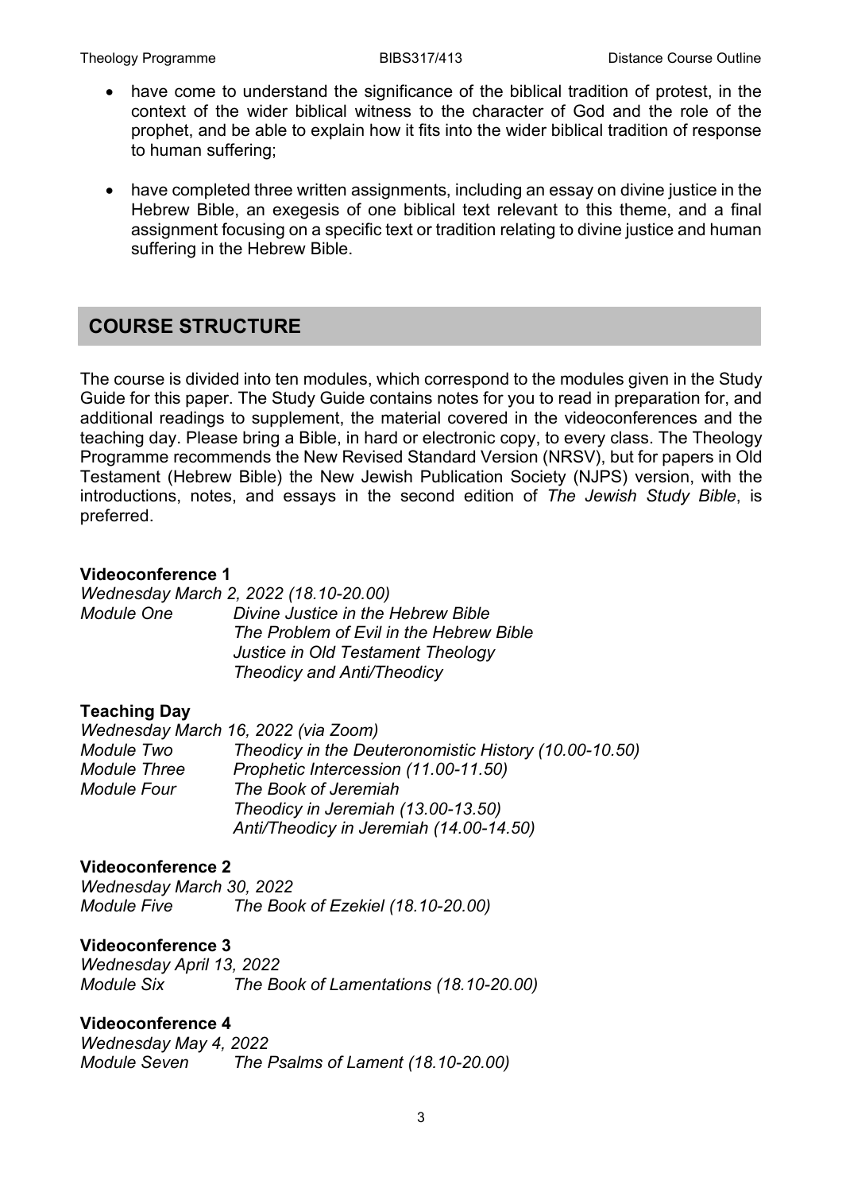- have come to understand the significance of the biblical tradition of protest, in the context of the wider biblical witness to the character of God and the role of the prophet, and be able to explain how it fits into the wider biblical tradition of response to human suffering;

- have completed three written assignments, including an essay on divine justice in the Hebrew Bible, an exegesis of one biblical text relevant to this theme, and a final assignment focusing on a specific text or tradition relating to divine justice and human suffering in the Hebrew Bible.

## COURSE STRUCTURE

The course is divided into ten modules, which correspond to the modules given in the Study Guide for this paper. The Study Guide contains notes for you to read in preparation for, and additional readings to supplement, the material covered in the videoconferences and the teaching day. Please bring a Bible, in hard or electronic copy, to every class. The Theology Programme recommends the New Revised Standard Version (NRSV), but for papers in Old Testament (Hebrew Bible) the New Jewish Publication Society (NJPS) version, with the introductions, notes, and essays in the second edition of *The Jewish Study Bible*, is preferred.

**Videoconference 1**

*Wednesday March 2, 2022 (18.10-20.00)*

*Module One* — *Divine Justice in the Hebrew Bible*
*The Problem of Evil in the Hebrew Bible*
*Justice in Old Testament Theology*
*Theodicy and Anti/Theodicy*

**Teaching Day**

*Wednesday March 16, 2022 (via Zoom)*

*Module Two* — *Theodicy in the Deuteronomistic History (10.00-10.50)*
*Module Three* — *Prophetic Intercession (11.00-11.50)*
*Module Four* — *The Book of Jeremiah*
*Theodicy in Jeremiah (13.00-13.50)*
*Anti/Theodicy in Jeremiah (14.00-14.50)*

**Videoconference 2**

*Wednesday March 30, 2022*

*Module Five* — *The Book of Ezekiel (18.10-20.00)*

**Videoconference 3**

*Wednesday April 13, 2022*

*Module Six* — *The Book of Lamentations (18.10-20.00)*

**Videoconference 4**

*Wednesday May 4, 2022*

*Module Seven* — *The Psalms of Lament (18.10-20.00)*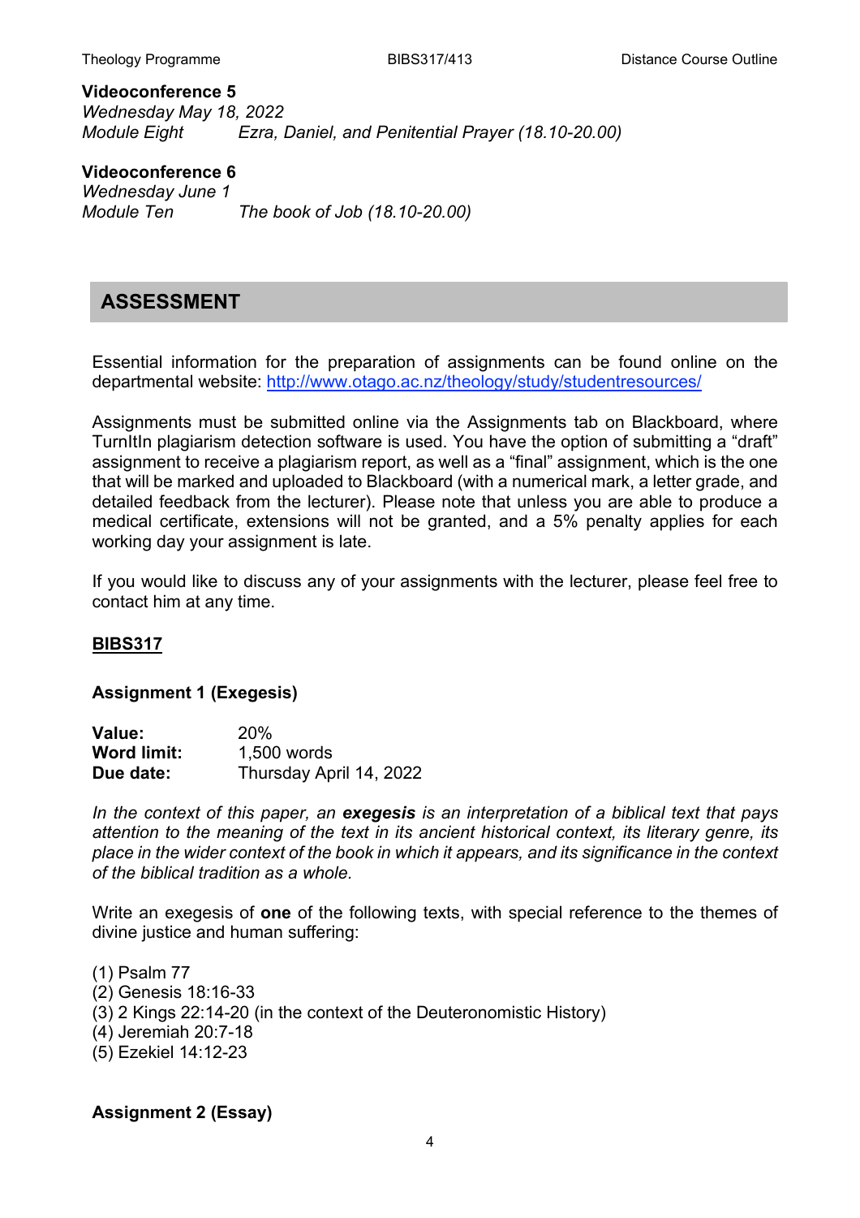**Videoconference 5**
*Wednesday May 18, 2022*
*Module Eight* *Ezra, Daniel, and Penitential Prayer (18.10-20.00)*

**Videoconference 6**
*Wednesday June 1*
*Module Ten* *The book of Job (18.10-20.00)*

## ASSESSMENT

Essential information for the preparation of assignments can be found online on the departmental website: http://www.otago.ac.nz/theology/study/studentresources/

Assignments must be submitted online via the Assignments tab on Blackboard, where TurnItIn plagiarism detection software is used. You have the option of submitting a "draft" assignment to receive a plagiarism report, as well as a "final" assignment, which is the one that will be marked and uploaded to Blackboard (with a numerical mark, a letter grade, and detailed feedback from the lecturer). Please note that unless you are able to produce a medical certificate, extensions will not be granted, and a 5% penalty applies for each working day your assignment is late.

If you would like to discuss any of your assignments with the lecturer, please feel free to contact him at any time.

### BIBS317

**Assignment 1 (Exegesis)**

**Value:** 20%
**Word limit:** 1,500 words
**Due date:** Thursday April 14, 2022

*In the context of this paper, an **exegesis** is an interpretation of a biblical text that pays attention to the meaning of the text in its ancient historical context, its literary genre, its place in the wider context of the book in which it appears, and its significance in the context of the biblical tradition as a whole.*

Write an exegesis of **one** of the following texts, with special reference to the themes of divine justice and human suffering:

(1) Psalm 77
(2) Genesis 18:16-33
(3) 2 Kings 22:14-20 (in the context of the Deuteronomistic History)
(4) Jeremiah 20:7-18
(5) Ezekiel 14:12-23

**Assignment 2 (Essay)**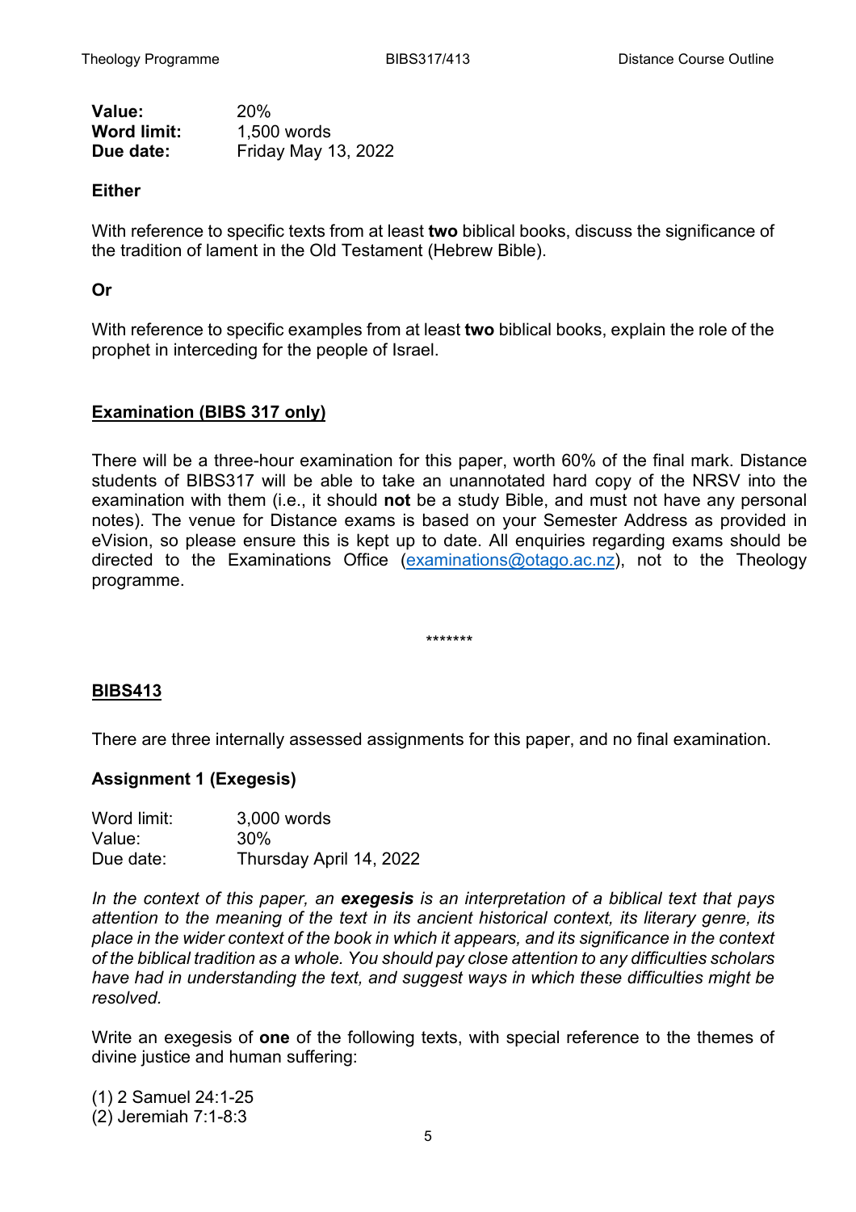**Value:** 20%
**Word limit:** 1,500 words
**Due date:** Friday May 13, 2022

**Either**

With reference to specific texts from at least **two** biblical books, discuss the significance of the tradition of lament in the Old Testament (Hebrew Bible).

**Or**

With reference to specific examples from at least **two** biblical books, explain the role of the prophet in interceding for the people of Israel.

## Examination (BIBS 317 only)

There will be a three-hour examination for this paper, worth 60% of the final mark. Distance students of BIBS317 will be able to take an unannotated hard copy of the NRSV into the examination with them (i.e., it should **not** be a study Bible, and must not have any personal notes). The venue for Distance exams is based on your Semester Address as provided in eVision, so please ensure this is kept up to date. All enquiries regarding exams should be directed to the Examinations Office (examinations@otago.ac.nz), not to the Theology programme.

*******

## BIBS413

There are three internally assessed assignments for this paper, and no final examination.

### Assignment 1 (Exegesis)

Word limit: 3,000 words
Value: 30%
Due date: Thursday April 14, 2022

*In the context of this paper, an **exegesis** is an interpretation of a biblical text that pays attention to the meaning of the text in its ancient historical context, its literary genre, its place in the wider context of the book in which it appears, and its significance in the context of the biblical tradition as a whole. You should pay close attention to any difficulties scholars have had in understanding the text, and suggest ways in which these difficulties might be resolved.*

Write an exegesis of **one** of the following texts, with special reference to the themes of divine justice and human suffering:

(1) 2 Samuel 24:1-25
(2) Jeremiah 7:1-8:3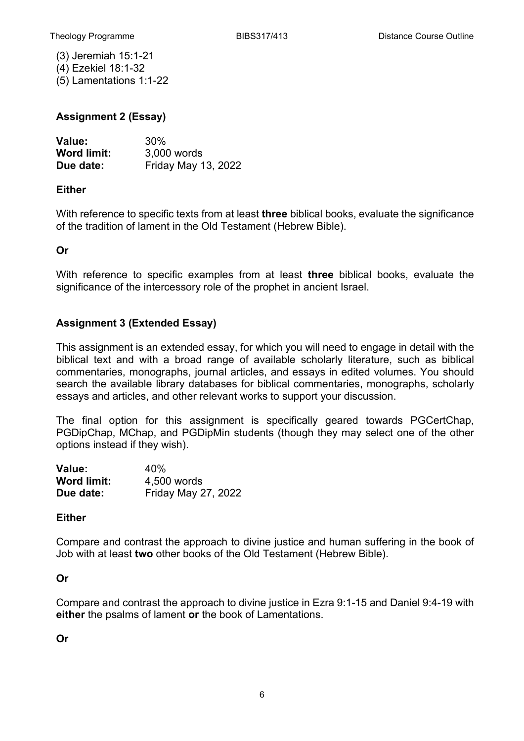(3) Jeremiah 15:1-21
(4) Ezekiel 18:1-32
(5) Lamentations 1:1-22

### Assignment 2 (Essay)

| | |
|---|---|
| **Value:** | 30% |
| **Word limit:** | 3,000 words |
| **Due date:** | Friday May 13, 2022 |

**Either**

With reference to specific texts from at least **three** biblical books, evaluate the significance of the tradition of lament in the Old Testament (Hebrew Bible).

**Or**

With reference to specific examples from at least **three** biblical books, evaluate the significance of the intercessory role of the prophet in ancient Israel.

### Assignment 3 (Extended Essay)

This assignment is an extended essay, for which you will need to engage in detail with the biblical text and with a broad range of available scholarly literature, such as biblical commentaries, monographs, journal articles, and essays in edited volumes. You should search the available library databases for biblical commentaries, monographs, scholarly essays and articles, and other relevant works to support your discussion.

The final option for this assignment is specifically geared towards PGCertChap, PGDipChap, MChap, and PGDipMin students (though they may select one of the other options instead if they wish).

| | |
|---|---|
| **Value:** | 40% |
| **Word limit:** | 4,500 words |
| **Due date:** | Friday May 27, 2022 |

**Either**

Compare and contrast the approach to divine justice and human suffering in the book of Job with at least **two** other books of the Old Testament (Hebrew Bible).

**Or**

Compare and contrast the approach to divine justice in Ezra 9:1-15 and Daniel 9:4-19 with **either** the psalms of lament **or** the book of Lamentations.

**Or**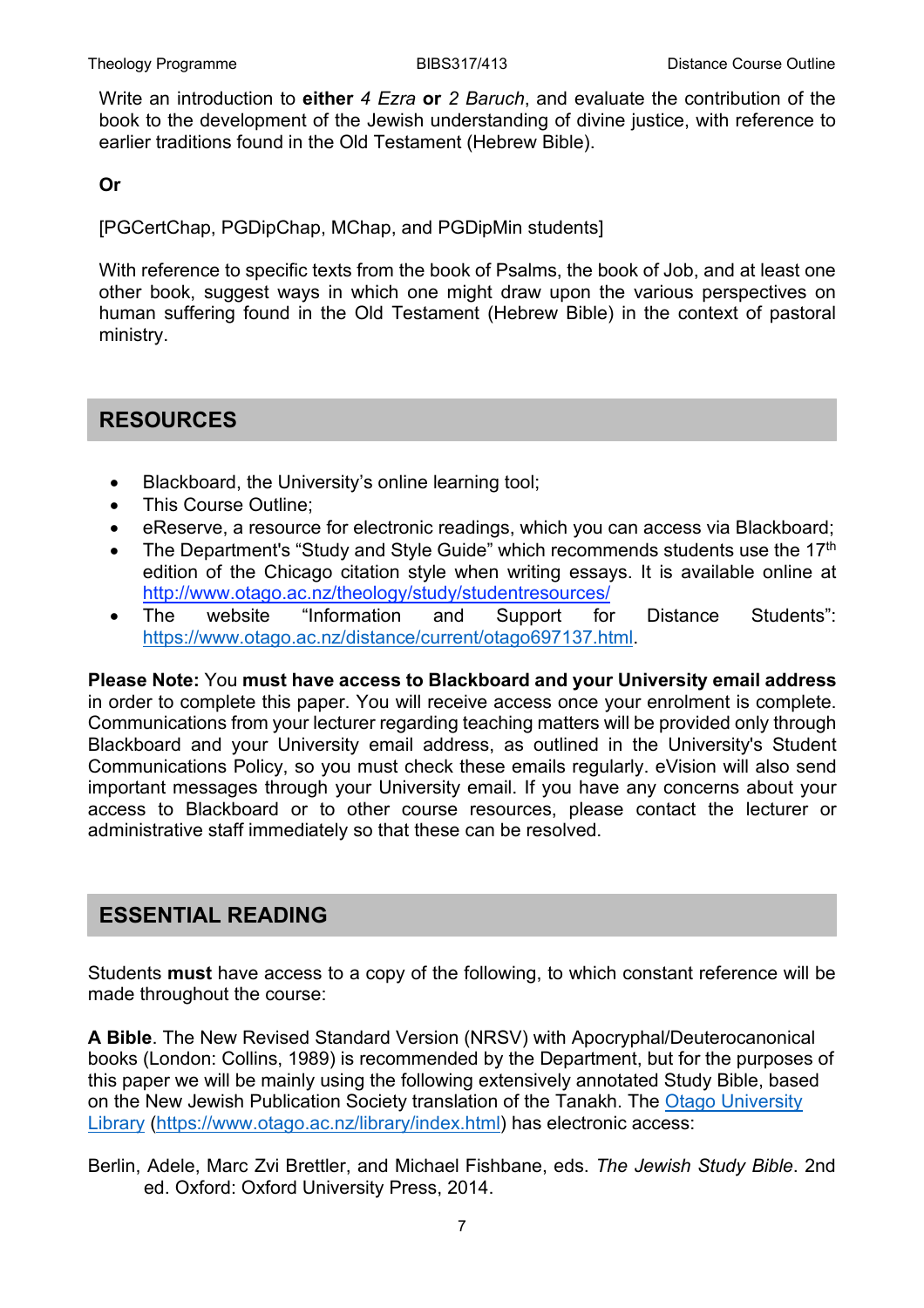Write an introduction to **either** *4 Ezra* **or** *2 Baruch*, and evaluate the contribution of the book to the development of the Jewish understanding of divine justice, with reference to earlier traditions found in the Old Testament (Hebrew Bible).

**Or**

[PGCertChap, PGDipChap, MChap, and PGDipMin students]

With reference to specific texts from the book of Psalms, the book of Job, and at least one other book, suggest ways in which one might draw upon the various perspectives on human suffering found in the Old Testament (Hebrew Bible) in the context of pastoral ministry.

## RESOURCES

- Blackboard, the University's online learning tool;
- This Course Outline;
- eReserve, a resource for electronic readings, which you can access via Blackboard;
- The Department's "Study and Style Guide" which recommends students use the 17th edition of the Chicago citation style when writing essays. It is available online at [http://www.otago.ac.nz/theology/study/studentresources/](http://www.otago.ac.nz/theology/study/studentresources/)
- The website "Information and Support for Distance Students": [https://www.otago.ac.nz/distance/current/otago697137.html](https://www.otago.ac.nz/distance/current/otago697137.html).

**Please Note:** You **must have access to Blackboard and your University email address** in order to complete this paper. You will receive access once your enrolment is complete. Communications from your lecturer regarding teaching matters will be provided only through Blackboard and your University email address, as outlined in the University's Student Communications Policy, so you must check these emails regularly. eVision will also send important messages through your University email. If you have any concerns about your access to Blackboard or to other course resources, please contact the lecturer or administrative staff immediately so that these can be resolved.

## ESSENTIAL READING

Students **must** have access to a copy of the following, to which constant reference will be made throughout the course:

**A Bible**. The New Revised Standard Version (NRSV) with Apocryphal/Deuterocanonical books (London: Collins, 1989) is recommended by the Department, but for the purposes of this paper we will be mainly using the following extensively annotated Study Bible, based on the New Jewish Publication Society translation of the Tanakh. The [Otago University Library](https://www.otago.ac.nz/library/index.html) ([https://www.otago.ac.nz/library/index.html](https://www.otago.ac.nz/library/index.html)) has electronic access:

Berlin, Adele, Marc Zvi Brettler, and Michael Fishbane, eds. *The Jewish Study Bible*. 2nd ed. Oxford: Oxford University Press, 2014.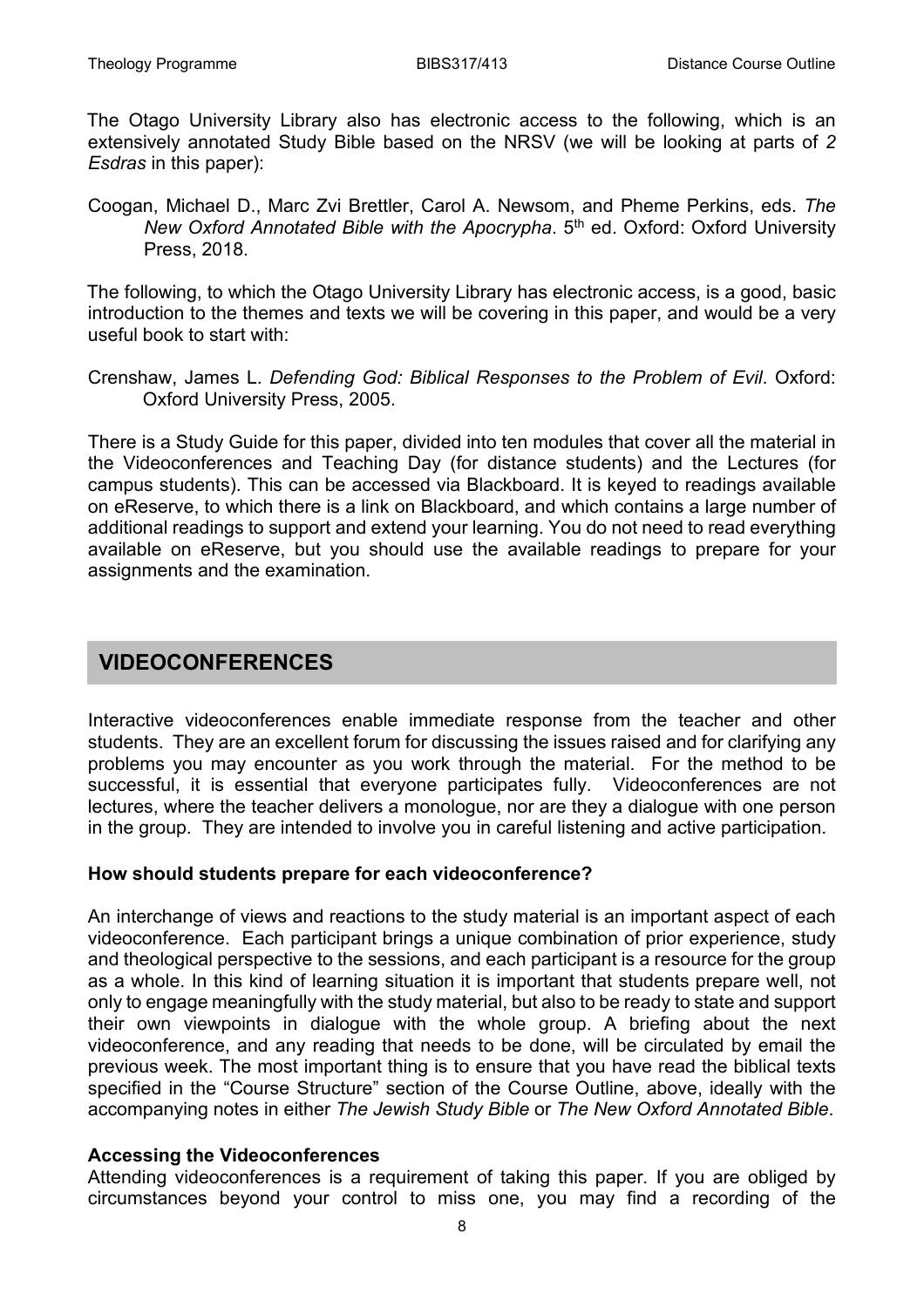The Otago University Library also has electronic access to the following, which is an extensively annotated Study Bible based on the NRSV (we will be looking at parts of *2 Esdras* in this paper):

Coogan, Michael D., Marc Zvi Brettler, Carol A. Newsom, and Pheme Perkins, eds. *The New Oxford Annotated Bible with the Apocrypha*. 5th ed. Oxford: Oxford University Press, 2018.

The following, to which the Otago University Library has electronic access, is a good, basic introduction to the themes and texts we will be covering in this paper, and would be a very useful book to start with:

Crenshaw, James L. *Defending God: Biblical Responses to the Problem of Evil*. Oxford: Oxford University Press, 2005.

There is a Study Guide for this paper, divided into ten modules that cover all the material in the Videoconferences and Teaching Day (for distance students) and the Lectures (for campus students). This can be accessed via Blackboard. It is keyed to readings available on eReserve, to which there is a link on Blackboard, and which contains a large number of additional readings to support and extend your learning. You do not need to read everything available on eReserve, but you should use the available readings to prepare for your assignments and the examination.

## VIDEOCONFERENCES

Interactive videoconferences enable immediate response from the teacher and other students. They are an excellent forum for discussing the issues raised and for clarifying any problems you may encounter as you work through the material. For the method to be successful, it is essential that everyone participates fully. Videoconferences are not lectures, where the teacher delivers a monologue, nor are they a dialogue with one person in the group. They are intended to involve you in careful listening and active participation.

**How should students prepare for each videoconference?**

An interchange of views and reactions to the study material is an important aspect of each videoconference. Each participant brings a unique combination of prior experience, study and theological perspective to the sessions, and each participant is a resource for the group as a whole. In this kind of learning situation it is important that students prepare well, not only to engage meaningfully with the study material, but also to be ready to state and support their own viewpoints in dialogue with the whole group. A briefing about the next videoconference, and any reading that needs to be done, will be circulated by email the previous week. The most important thing is to ensure that you have read the biblical texts specified in the "Course Structure" section of the Course Outline, above, ideally with the accompanying notes in either *The Jewish Study Bible* or *The New Oxford Annotated Bible*.

**Accessing the Videoconferences**

Attending videoconferences is a requirement of taking this paper. If you are obliged by circumstances beyond your control to miss one, you may find a recording of the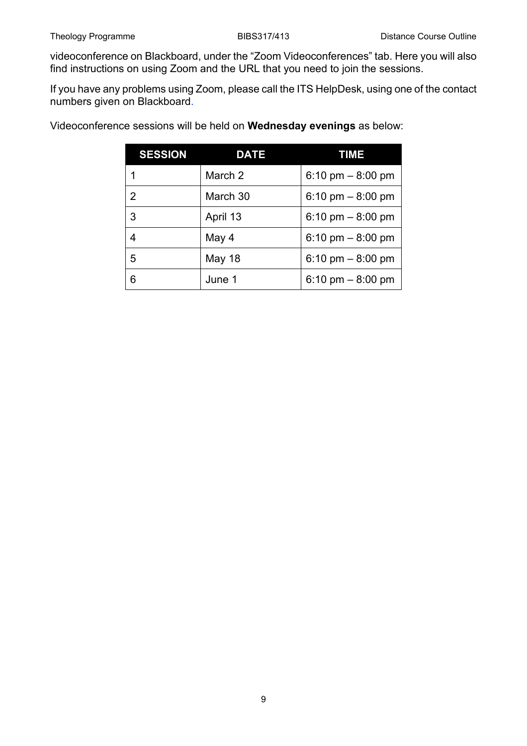videoconference on Blackboard, under the “Zoom Videoconferences” tab. Here you will also find instructions on using Zoom and the URL that you need to join the sessions.

If you have any problems using Zoom, please call the ITS HelpDesk, using one of the contact numbers given on Blackboard.

Videoconference sessions will be held on **Wednesday evenings** as below:

| SESSION | DATE | TIME |
|---|---|---|
| 1 | March 2 | 6:10 pm – 8:00 pm |
| 2 | March 30 | 6:10 pm – 8:00 pm |
| 3 | April 13 | 6:10 pm – 8:00 pm |
| 4 | May 4 | 6:10 pm – 8:00 pm |
| 5 | May 18 | 6:10 pm – 8:00 pm |
| 6 | June 1 | 6:10 pm – 8:00 pm |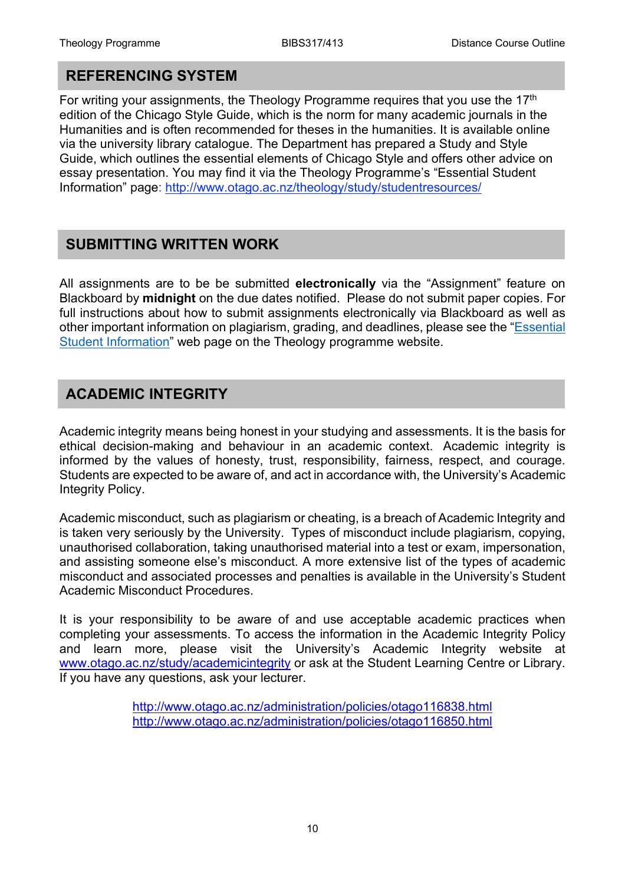## REFERENCING SYSTEM

For writing your assignments, the Theology Programme requires that you use the 17th edition of the Chicago Style Guide, which is the norm for many academic journals in the Humanities and is often recommended for theses in the humanities. It is available online via the university library catalogue. The Department has prepared a Study and Style Guide, which outlines the essential elements of Chicago Style and offers other advice on essay presentation. You may find it via the Theology Programme's "Essential Student Information" page: [http://www.otago.ac.nz/theology/study/studentresources/](http://www.otago.ac.nz/theology/study/studentresources/)

## SUBMITTING WRITTEN WORK

All assignments are to be be submitted **electronically** via the "Assignment" feature on Blackboard by **midnight** on the due dates notified. Please do not submit paper copies. For full instructions about how to submit assignments electronically via Blackboard as well as other important information on plagiarism, grading, and deadlines, please see the "Essential Student Information" web page on the Theology programme website.

## ACADEMIC INTEGRITY

Academic integrity means being honest in your studying and assessments. It is the basis for ethical decision-making and behaviour in an academic context. Academic integrity is informed by the values of honesty, trust, responsibility, fairness, respect, and courage. Students are expected to be aware of, and act in accordance with, the University's Academic Integrity Policy.

Academic misconduct, such as plagiarism or cheating, is a breach of Academic Integrity and is taken very seriously by the University. Types of misconduct include plagiarism, copying, unauthorised collaboration, taking unauthorised material into a test or exam, impersonation, and assisting someone else's misconduct. A more extensive list of the types of academic misconduct and associated processes and penalties is available in the University's Student Academic Misconduct Procedures.

It is your responsibility to be aware of and use acceptable academic practices when completing your assessments. To access the information in the Academic Integrity Policy and learn more, please visit the University's Academic Integrity website at [www.otago.ac.nz/study/academicintegrity](http://www.otago.ac.nz/study/academicintegrity) or ask at the Student Learning Centre or Library. If you have any questions, ask your lecturer.

[http://www.otago.ac.nz/administration/policies/otago116838.html](http://www.otago.ac.nz/administration/policies/otago116838.html)
[http://www.otago.ac.nz/administration/policies/otago116850.html](http://www.otago.ac.nz/administration/policies/otago116850.html)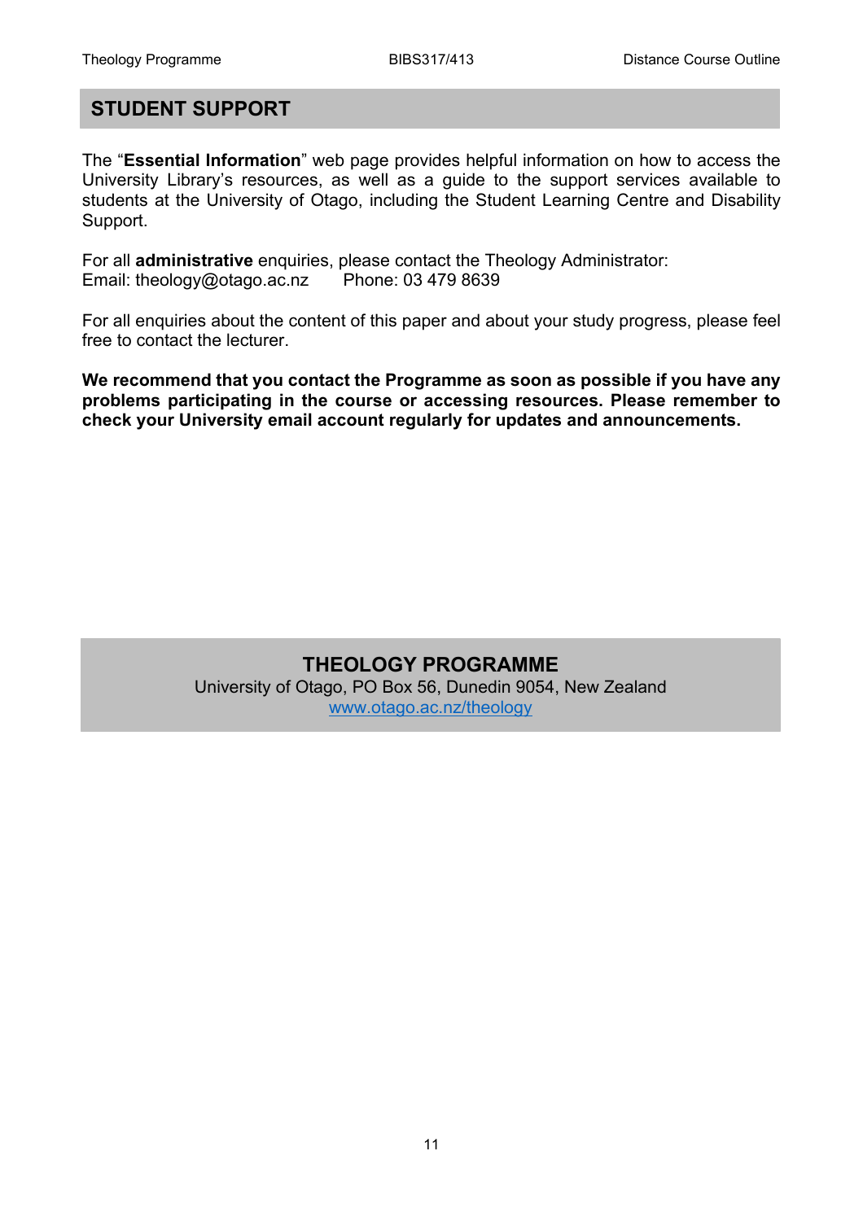## STUDENT SUPPORT

The "**Essential Information**" web page provides helpful information on how to access the University Library's resources, as well as a guide to the support services available to students at the University of Otago, including the Student Learning Centre and Disability Support.

For all **administrative** enquiries, please contact the Theology Administrator:
Email: theology@otago.ac.nz Phone: 03 479 8639

For all enquiries about the content of this paper and about your study progress, please feel free to contact the lecturer.

**We recommend that you contact the Programme as soon as possible if you have any problems participating in the course or accessing resources. Please remember to check your University email account regularly for updates and announcements.**

**THEOLOGY PROGRAMME**
University of Otago, PO Box 56, Dunedin 9054, New Zealand
www.otago.ac.nz/theology